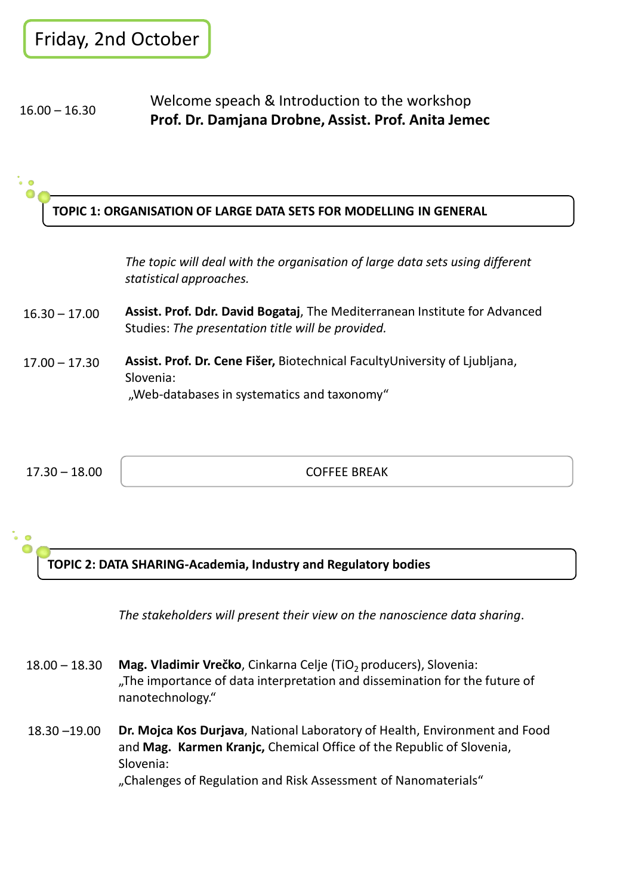# Friday, 2nd October

16.00 – 16.30 Welcome speach & Introduction to the workshop
**Prof. Dr. Damjana Drobne, Assist. Prof. Anita Jemec**

## TOPIC 1: ORGANISATION OF LARGE DATA SETS FOR MODELLING IN GENERAL

*The topic will deal with the organisation of large data sets using different statistical approaches.*

16.30 – 17.00 **Assist. Prof. Ddr. David Bogataj**, The Mediterranean Institute for Advanced Studies: *The presentation title will be provided.*

17.00 – 17.30 **Assist. Prof. Dr. Cene Fišer,** Biotechnical FacultyUniversity of Ljubljana, Slovenia:
„Web-databases in systematics and taxonomy“

17.30 – 18.00 COFFEE BREAK

## TOPIC 2: DATA SHARING-Academia, Industry and Regulatory bodies

*The stakeholders will present their view on the nanoscience data sharing*.

18.00 – 18.30 **Mag. Vladimir Vrečko**, Cinkarna Celje ($TiO_2$ producers), Slovenia:
„The importance of data interpretation and dissemination for the future of nanotechnology.“

18.30 –19.00 **Dr. Mojca Kos Durjava**, National Laboratory of Health, Environment and Food and **Mag. Karmen Kranjc,** Chemical Office of the Republic of Slovenia, Slovenia:
„Chalenges of Regulation and Risk Assessment of Nanomaterials“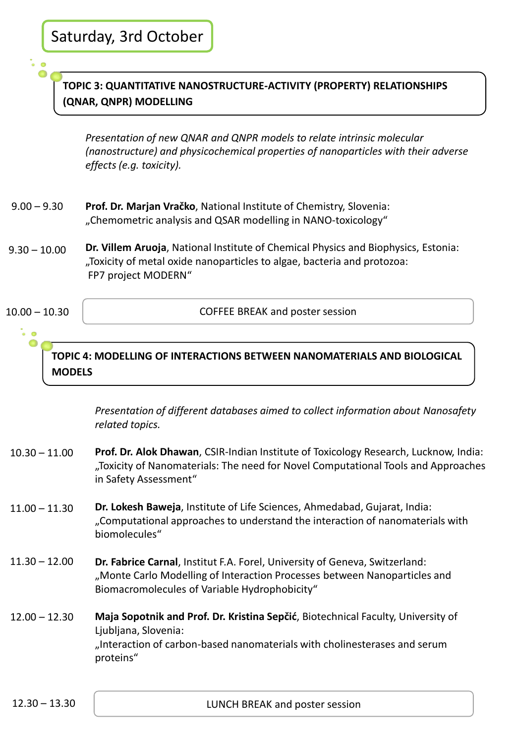## Saturday, 3rd October

### TOPIC 3: QUANTITATIVE NANOSTRUCTURE-ACTIVITY (PROPERTY) RELATIONSHIPS (QNAR, QNPR) MODELLING

*Presentation of new QNAR and QNPR models to relate intrinsic molecular (nanostructure) and physicochemical properties of nanoparticles with their adverse effects (e.g. toxicity).*

9.00 – 9.30 **Prof. Dr. Marjan Vračko**, National Institute of Chemistry, Slovenia: „Chemometric analysis and QSAR modelling in NANO-toxicology"

9.30 – 10.00 **Dr. Villem Aruoja**, National Institute of Chemical Physics and Biophysics, Estonia: „Toxicity of metal oxide nanoparticles to algae, bacteria and protozoa: FP7 project MODERN"

10.00 – 10.30 COFFEE BREAK and poster session

### TOPIC 4: MODELLING OF INTERACTIONS BETWEEN NANOMATERIALS AND BIOLOGICAL MODELS

*Presentation of different databases aimed to collect information about Nanosafety related topics.*

10.30 – 11.00 **Prof. Dr. Alok Dhawan**, CSIR-Indian Institute of Toxicology Research, Lucknow, India: „Toxicity of Nanomaterials: The need for Novel Computational Tools and Approaches in Safety Assessment"

11.00 – 11.30 **Dr. Lokesh Baweja**, Institute of Life Sciences, Ahmedabad, Gujarat, India: „Computational approaches to understand the interaction of nanomaterials with biomolecules"

11.30 – 12.00 **Dr. Fabrice Carnal**, Institut F.A. Forel, University of Geneva, Switzerland: „Monte Carlo Modelling of Interaction Processes between Nanoparticles and Biomacromolecules of Variable Hydrophobicity"

12.00 – 12.30 **Maja Sopotnik and Prof. Dr. Kristina Sepčić**, Biotechnical Faculty, University of Ljubljana, Slovenia: „Interaction of carbon-based nanomaterials with cholinesterases and serum proteins"

12.30 – 13.30 LUNCH BREAK and poster session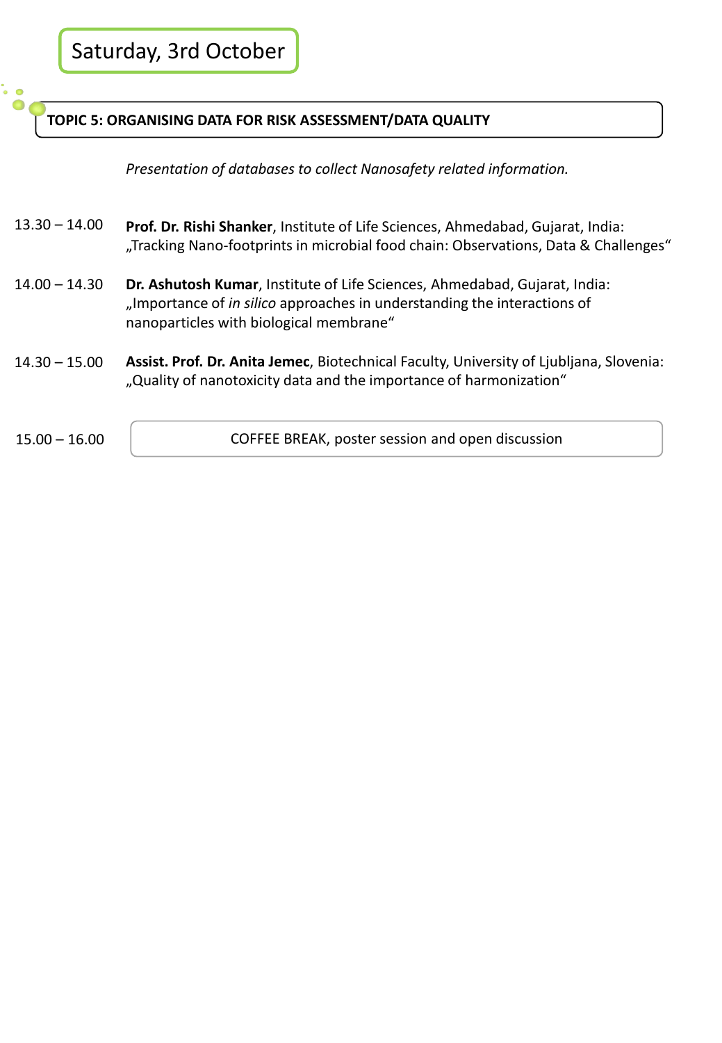## Saturday, 3rd October

### TOPIC 5: ORGANISING DATA FOR RISK ASSESSMENT/DATA QUALITY

*Presentation of databases to collect Nanosafety related information.*

13.30 – 14.00 **Prof. Dr. Rishi Shanker**, Institute of Life Sciences, Ahmedabad, Gujarat, India: „Tracking Nano-footprints in microbial food chain: Observations, Data & Challenges“

14.00 – 14.30 **Dr. Ashutosh Kumar**, Institute of Life Sciences, Ahmedabad, Gujarat, India: „Importance of *in silico* approaches in understanding the interactions of nanoparticles with biological membrane“

14.30 – 15.00 **Assist. Prof. Dr. Anita Jemec**, Biotechnical Faculty, University of Ljubljana, Slovenia: „Quality of nanotoxicity data and the importance of harmonization“

15.00 – 16.00 COFFEE BREAK, poster session and open discussion